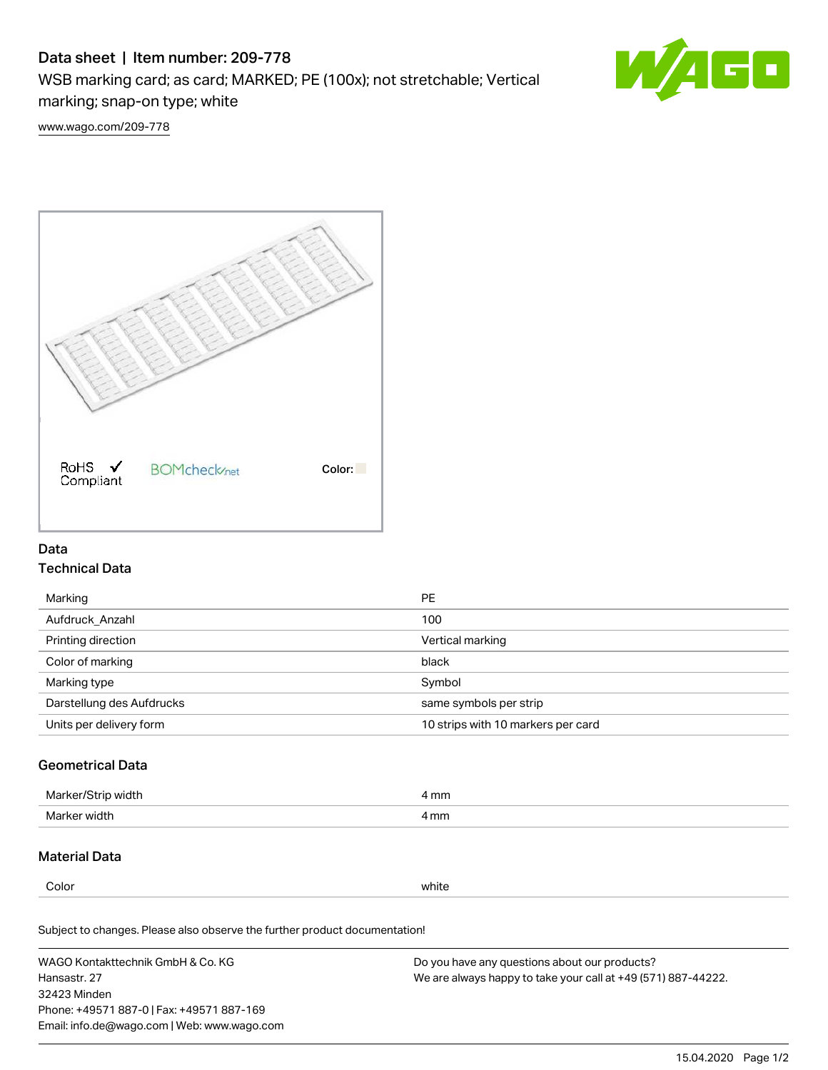# Data sheet | Item number: 209-778

WSB marking card; as card; MARKED; PE (100x); not stretchable; Vertical marking; snap-on type; white

www.wago.com/209-778

RoHS Compliant

BOMcheck.net

Color:

## Data

### Technical Data

| | |
|---|---|
| Marking | PE |
| Aufdruck_Anzahl | 100 |
| Printing direction | Vertical marking |
| Color of marking | black |
| Marking type | Symbol |
| Darstellung des Aufdrucks | same symbols per strip |
| Units per delivery form | 10 strips with 10 markers per card |

### Geometrical Data

| | |
|---|---|
| Marker/Strip width | 4 mm |
| Marker width | 4 mm |

### Material Data

| | |
|---|---|
| Color | white |

Subject to changes. Please also observe the further product documentation!

WAGO Kontakttechnik GmbH & Co. KG
Hansastr. 27
32423 Minden
Phone: +49571 887-0 | Fax: +49571 887-169
Email: info.de@wago.com | Web: www.wago.com

Do you have any questions about our products?
We are always happy to take your call at +49 (571) 887-44222.

15.04.2020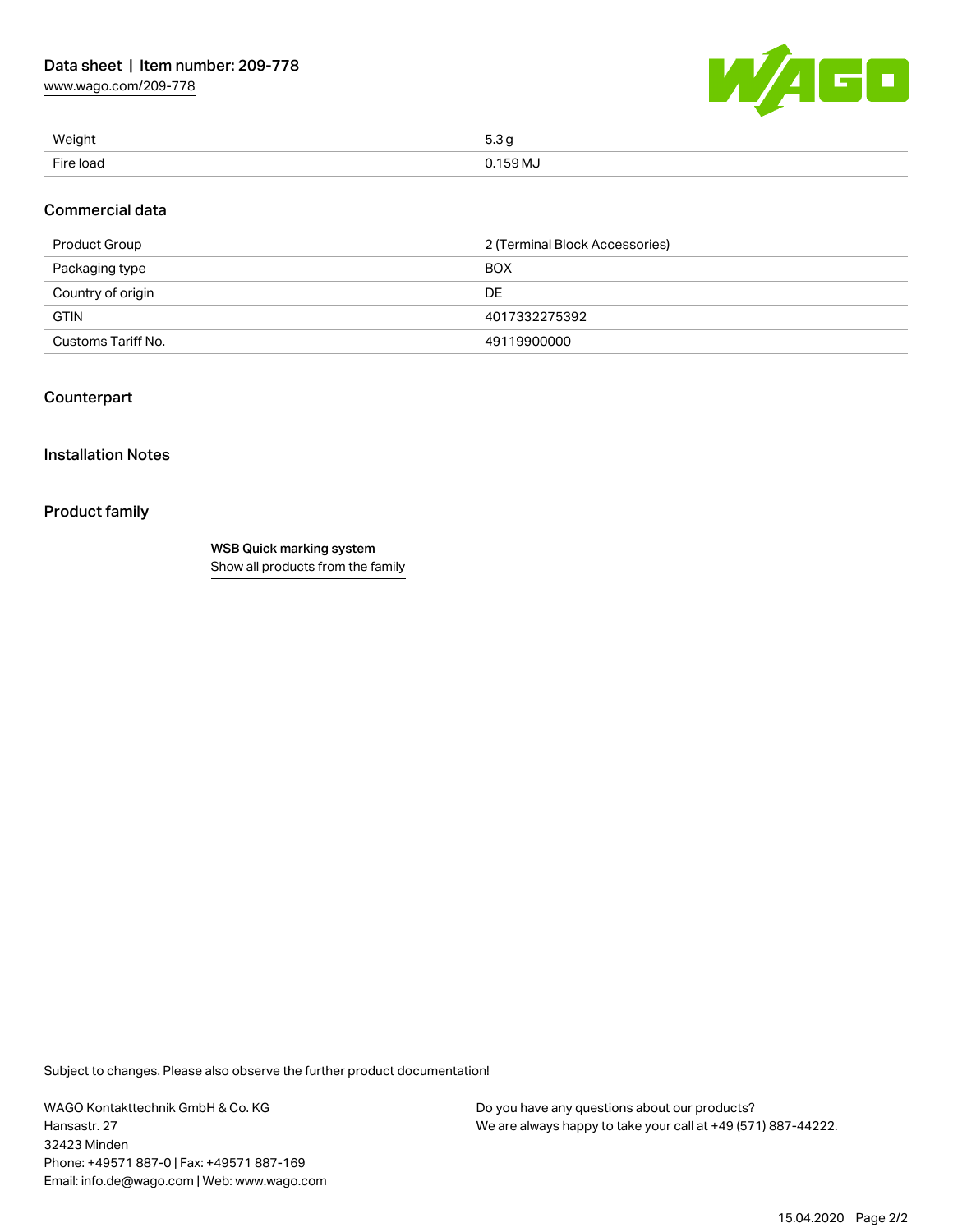| | |
|---|---|
| Weight | 5.3 g |
| Fire load | 0.159 MJ |

## Commercial data

| | |
|---|---|
| Product Group | 2 (Terminal Block Accessories) |
| Packaging type | BOX |
| Country of origin | DE |
| GTIN | 4017332275392 |
| Customs Tariff No. | 49119900000 |

## Counterpart

## Installation Notes

## Product family

**WSB Quick marking system**
Show all products from the family

Subject to changes. Please also observe the further product documentation!

WAGO Kontakttechnik GmbH & Co. KG
Hansastr. 27
32423 Minden
Phone: +49571 887-0 | Fax: +49571 887-169
Email: info.de@wago.com | Web: www.wago.com

Do you have any questions about our products?
We are always happy to take your call at +49 (571) 887-44222.

15.04.2020